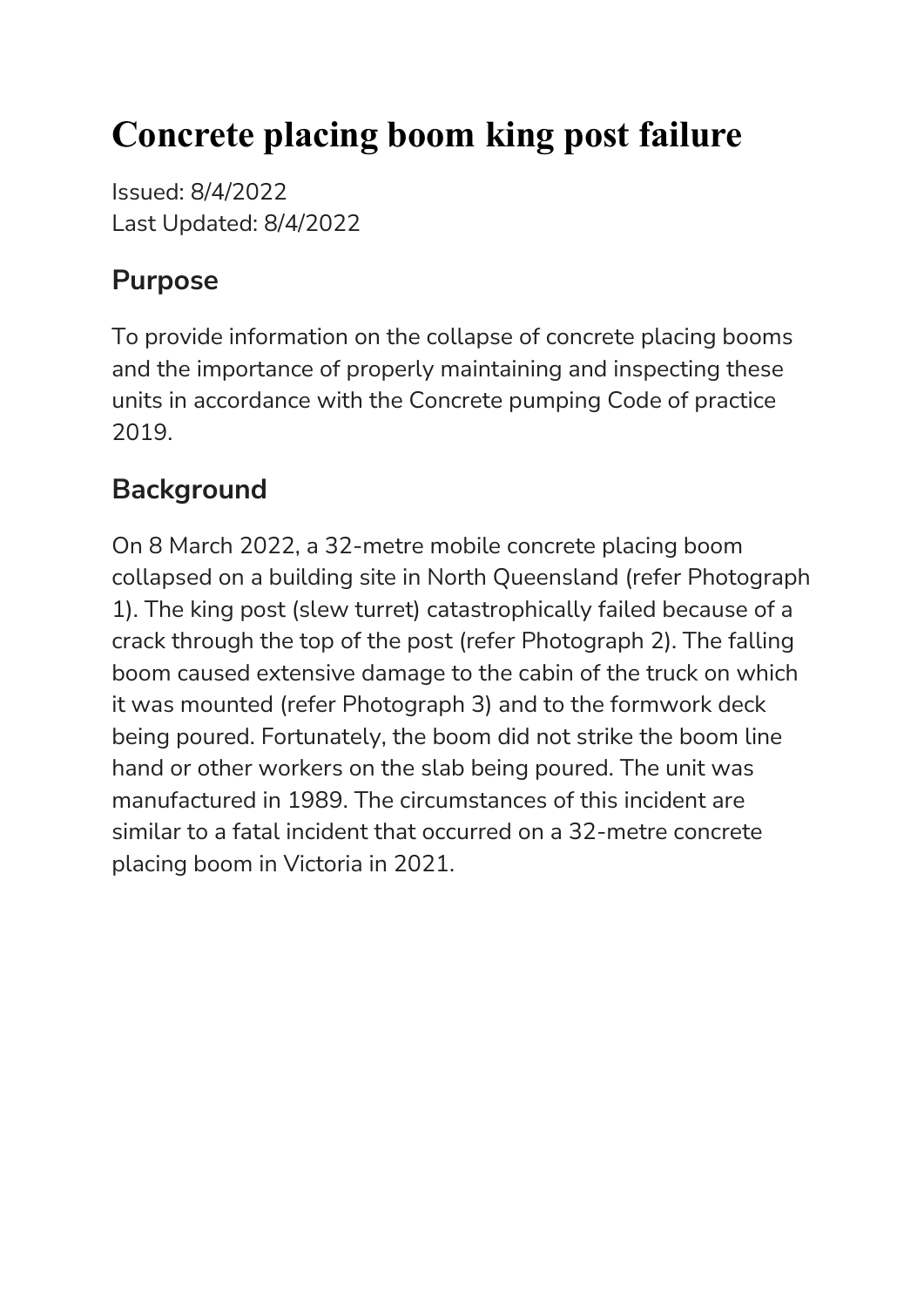# Concrete placing boom king post failure

Issued: 8/4/2022
Last Updated: 8/4/2022

## Purpose

To provide information on the collapse of concrete placing booms and the importance of properly maintaining and inspecting these units in accordance with the Concrete pumping Code of practice 2019.

## Background

On 8 March 2022, a 32-metre mobile concrete placing boom collapsed on a building site in North Queensland (refer Photograph 1). The king post (slew turret) catastrophically failed because of a crack through the top of the post (refer Photograph 2). The falling boom caused extensive damage to the cabin of the truck on which it was mounted (refer Photograph 3) and to the formwork deck being poured. Fortunately, the boom did not strike the boom line hand or other workers on the slab being poured. The unit was manufactured in 1989. The circumstances of this incident are similar to a fatal incident that occurred on a 32-metre concrete placing boom in Victoria in 2021.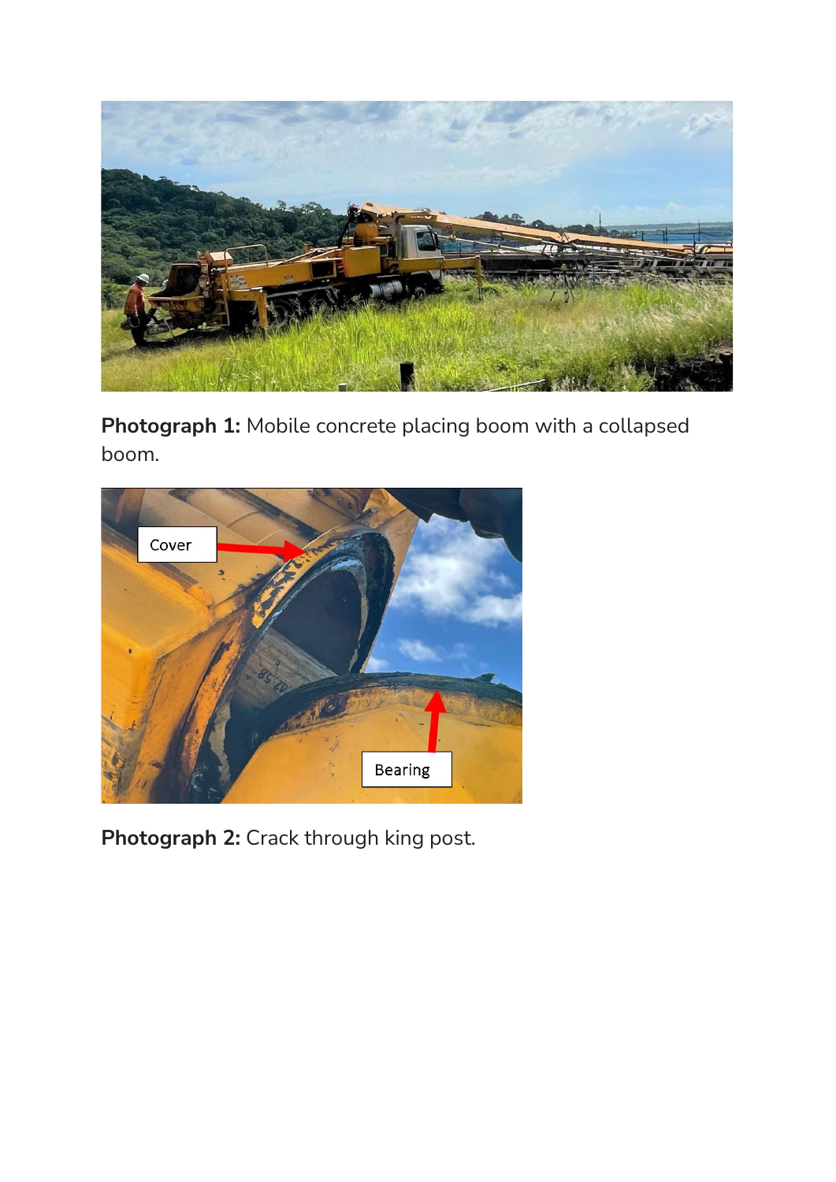**Photograph 1:** Mobile concrete placing boom with a collapsed boom.

**Photograph 2:** Crack through king post.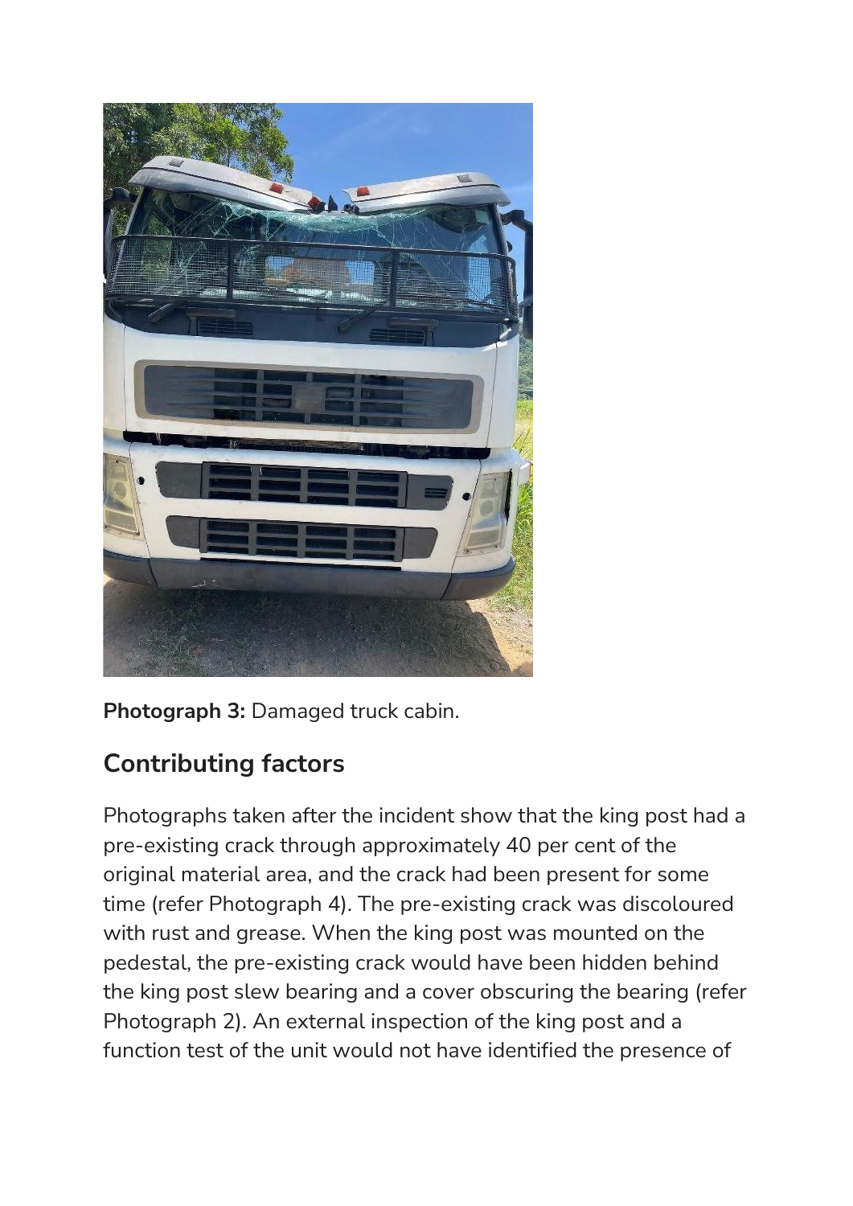**Photograph 3:** Damaged truck cabin.

## Contributing factors

Photographs taken after the incident show that the king post had a pre-existing crack through approximately 40 per cent of the original material area, and the crack had been present for some time (refer Photograph 4). The pre-existing crack was discoloured with rust and grease. When the king post was mounted on the pedestal, the pre-existing crack would have been hidden behind the king post slew bearing and a cover obscuring the bearing (refer Photograph 2). An external inspection of the king post and a function test of the unit would not have identified the presence of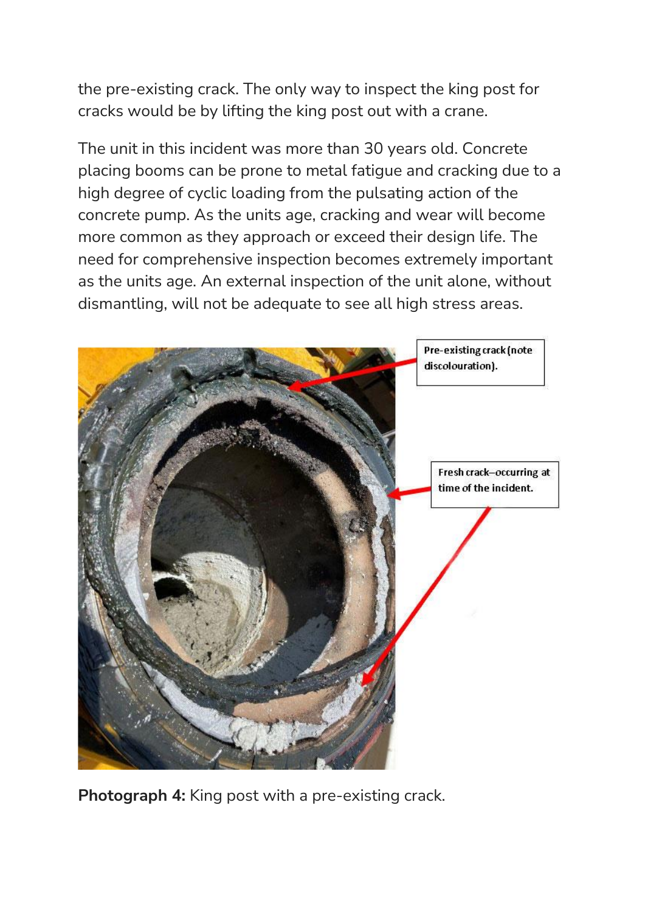the pre-existing crack. The only way to inspect the king post for cracks would be by lifting the king post out with a crane.

The unit in this incident was more than 30 years old. Concrete placing booms can be prone to metal fatigue and cracking due to a high degree of cyclic loading from the pulsating action of the concrete pump. As the units age, cracking and wear will become more common as they approach or exceed their design life. The need for comprehensive inspection becomes extremely important as the units age. An external inspection of the unit alone, without dismantling, will not be adequate to see all high stress areas.

Pre-existing crack (note discolouration).

Fresh crack–occurring at time of the incident.

**Photograph 4:** King post with a pre-existing crack.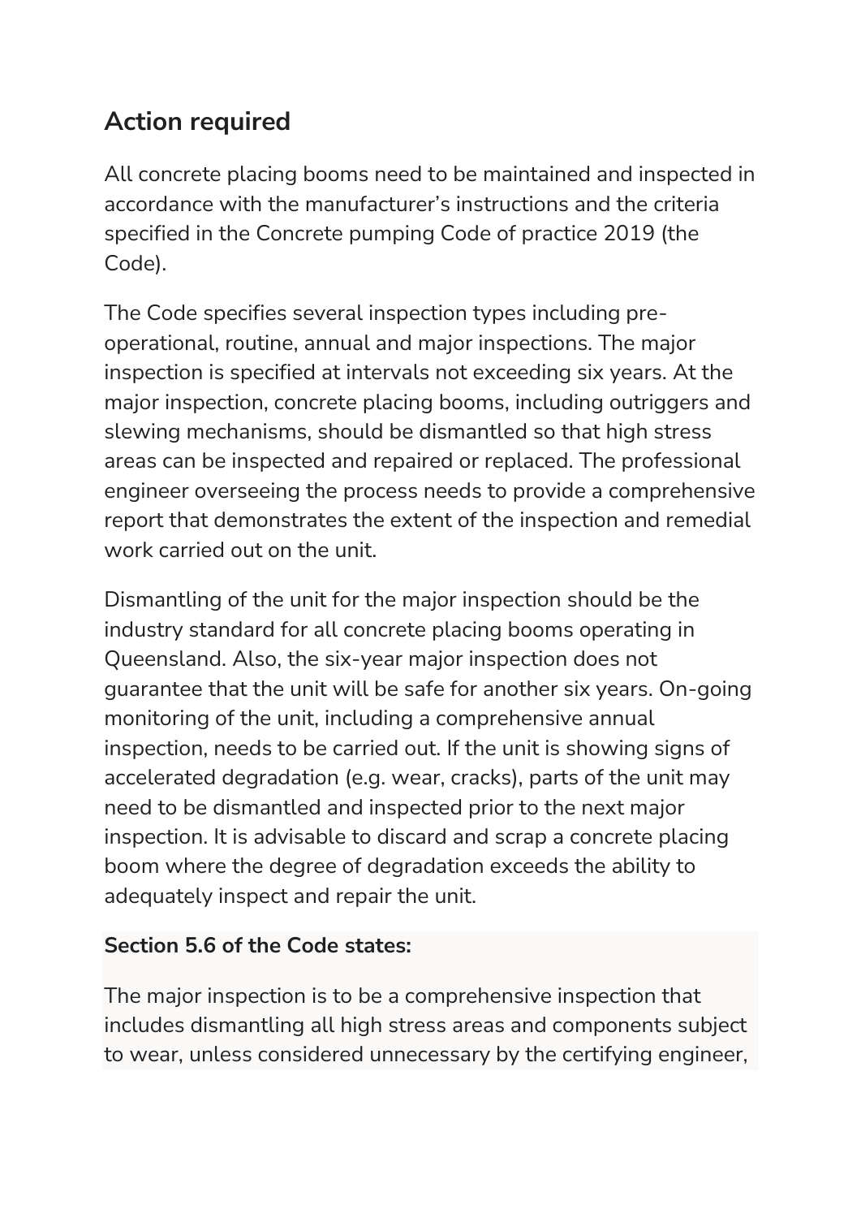## Action required

All concrete placing booms need to be maintained and inspected in accordance with the manufacturer's instructions and the criteria specified in the Concrete pumping Code of practice 2019 (the Code).

The Code specifies several inspection types including pre-operational, routine, annual and major inspections. The major inspection is specified at intervals not exceeding six years. At the major inspection, concrete placing booms, including outriggers and slewing mechanisms, should be dismantled so that high stress areas can be inspected and repaired or replaced. The professional engineer overseeing the process needs to provide a comprehensive report that demonstrates the extent of the inspection and remedial work carried out on the unit.

Dismantling of the unit for the major inspection should be the industry standard for all concrete placing booms operating in Queensland. Also, the six-year major inspection does not guarantee that the unit will be safe for another six years. On-going monitoring of the unit, including a comprehensive annual inspection, needs to be carried out. If the unit is showing signs of accelerated degradation (e.g. wear, cracks), parts of the unit may need to be dismantled and inspected prior to the next major inspection. It is advisable to discard and scrap a concrete placing boom where the degree of degradation exceeds the ability to adequately inspect and repair the unit.

**Section 5.6 of the Code states:**

The major inspection is to be a comprehensive inspection that includes dismantling all high stress areas and components subject to wear, unless considered unnecessary by the certifying engineer,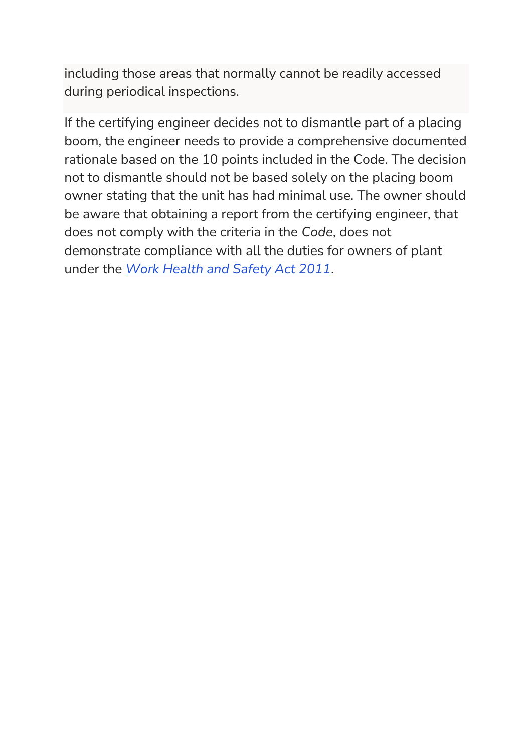including those areas that normally cannot be readily accessed during periodical inspections.

If the certifying engineer decides not to dismantle part of a placing boom, the engineer needs to provide a comprehensive documented rationale based on the 10 points included in the Code. The decision not to dismantle should not be based solely on the placing boom owner stating that the unit has had minimal use. The owner should be aware that obtaining a report from the certifying engineer, that does not comply with the criteria in the *Code*, does not demonstrate compliance with all the duties for owners of plant under the *Work Health and Safety Act 2011*.